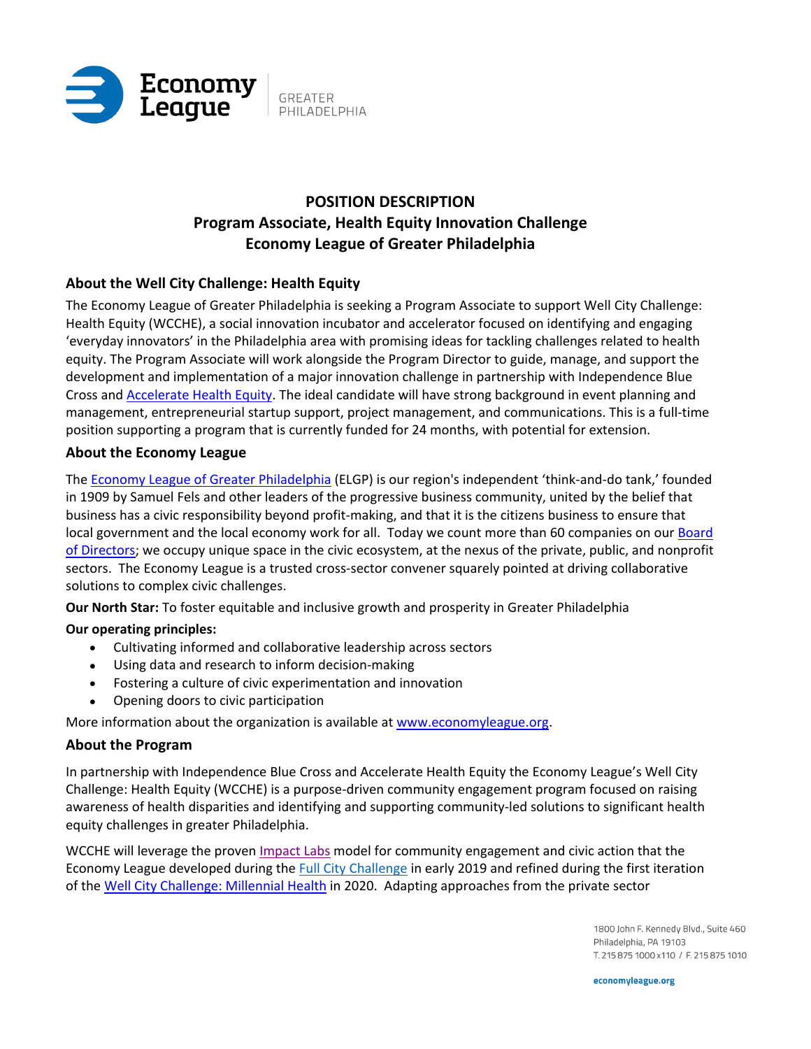# POSITION DESCRIPTION
# Program Associate, Health Equity Innovation Challenge
# Economy League of Greater Philadelphia

## About the Well City Challenge: Health Equity

The Economy League of Greater Philadelphia is seeking a Program Associate to support Well City Challenge: Health Equity (WCCHE), a social innovation incubator and accelerator focused on identifying and engaging 'everyday innovators' in the Philadelphia area with promising ideas for tackling challenges related to health equity. The Program Associate will work alongside the Program Director to guide, manage, and support the development and implementation of a major innovation challenge in partnership with Independence Blue Cross and Accelerate Health Equity. The ideal candidate will have strong background in event planning and management, entrepreneurial startup support, project management, and communications. This is a full-time position supporting a program that is currently funded for 24 months, with potential for extension.

## About the Economy League

The Economy League of Greater Philadelphia (ELGP) is our region's independent 'think-and-do tank,' founded in 1909 by Samuel Fels and other leaders of the progressive business community, united by the belief that business has a civic responsibility beyond profit-making, and that it is the citizens business to ensure that local government and the local economy work for all. Today we count more than 60 companies on our Board of Directors; we occupy unique space in the civic ecosystem, at the nexus of the private, public, and nonprofit sectors. The Economy League is a trusted cross-sector convener squarely pointed at driving collaborative solutions to complex civic challenges.

**Our North Star:** To foster equitable and inclusive growth and prosperity in Greater Philadelphia

**Our operating principles:**

- Cultivating informed and collaborative leadership across sectors
- Using data and research to inform decision-making
- Fostering a culture of civic experimentation and innovation
- Opening doors to civic participation

More information about the organization is available at www.economyleague.org.

## About the Program

In partnership with Independence Blue Cross and Accelerate Health Equity the Economy League's Well City Challenge: Health Equity (WCCHE) is a purpose-driven community engagement program focused on raising awareness of health disparities and identifying and supporting community-led solutions to significant health equity challenges in greater Philadelphia.

WCCHE will leverage the proven Impact Labs model for community engagement and civic action that the Economy League developed during the Full City Challenge in early 2019 and refined during the first iteration of the Well City Challenge: Millennial Health in 2020. Adapting approaches from the private sector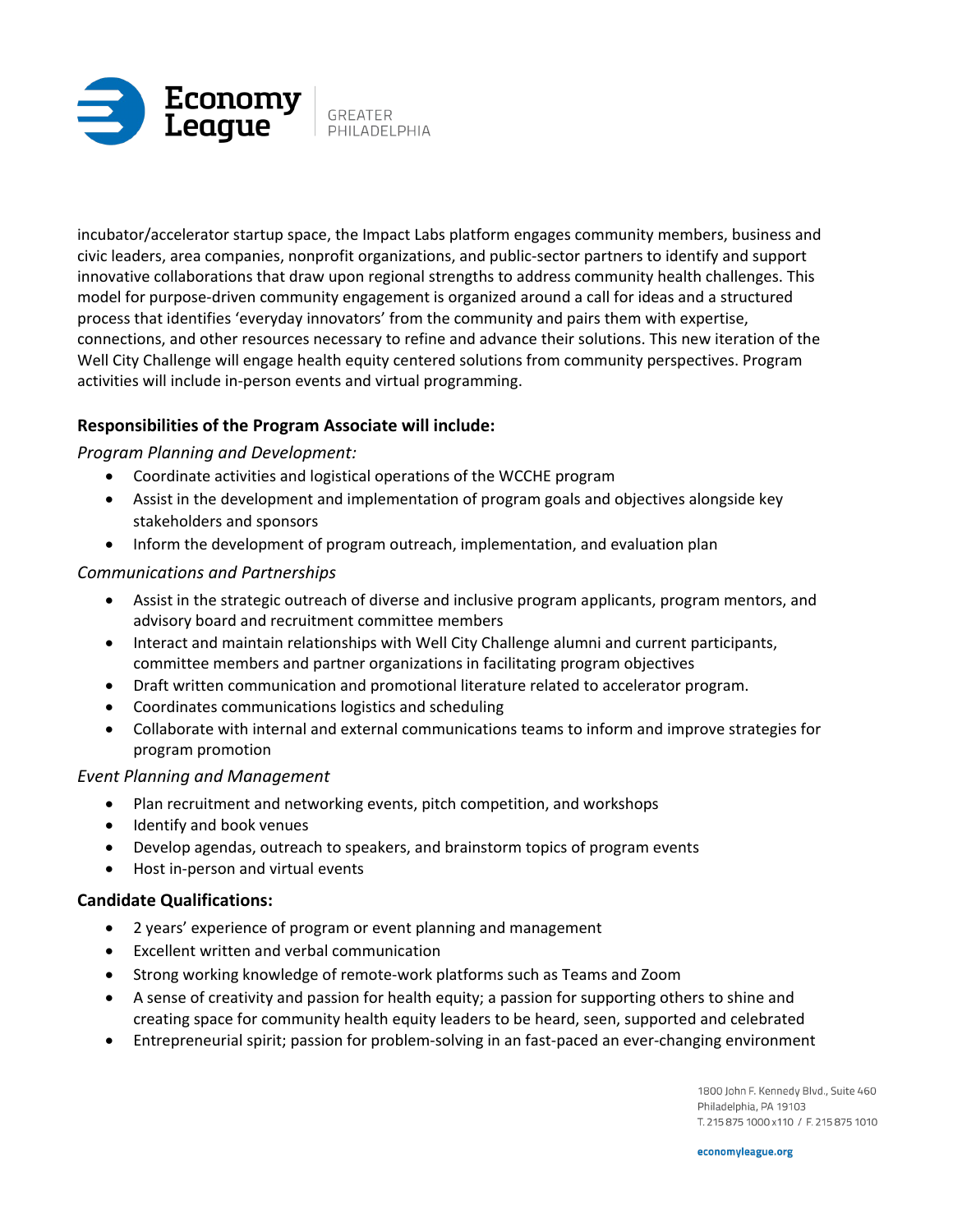incubator/accelerator startup space, the Impact Labs platform engages community members, business and civic leaders, area companies, nonprofit organizations, and public-sector partners to identify and support innovative collaborations that draw upon regional strengths to address community health challenges. This model for purpose-driven community engagement is organized around a call for ideas and a structured process that identifies 'everyday innovators' from the community and pairs them with expertise, connections, and other resources necessary to refine and advance their solutions. This new iteration of the Well City Challenge will engage health equity centered solutions from community perspectives. Program activities will include in-person events and virtual programming.

**Responsibilities of the Program Associate will include:**

*Program Planning and Development:*

- Coordinate activities and logistical operations of the WCCHE program
- Assist in the development and implementation of program goals and objectives alongside key stakeholders and sponsors
- Inform the development of program outreach, implementation, and evaluation plan

*Communications and Partnerships*

- Assist in the strategic outreach of diverse and inclusive program applicants, program mentors, and advisory board and recruitment committee members
- Interact and maintain relationships with Well City Challenge alumni and current participants, committee members and partner organizations in facilitating program objectives
- Draft written communication and promotional literature related to accelerator program.
- Coordinates communications logistics and scheduling
- Collaborate with internal and external communications teams to inform and improve strategies for program promotion

*Event Planning and Management*

- Plan recruitment and networking events, pitch competition, and workshops
- Identify and book venues
- Develop agendas, outreach to speakers, and brainstorm topics of program events
- Host in-person and virtual events

**Candidate Qualifications:**

- 2 years' experience of program or event planning and management
- Excellent written and verbal communication
- Strong working knowledge of remote-work platforms such as Teams and Zoom
- A sense of creativity and passion for health equity; a passion for supporting others to shine and creating space for community health equity leaders to be heard, seen, supported and celebrated
- Entrepreneurial spirit; passion for problem-solving in an fast-paced an ever-changing environment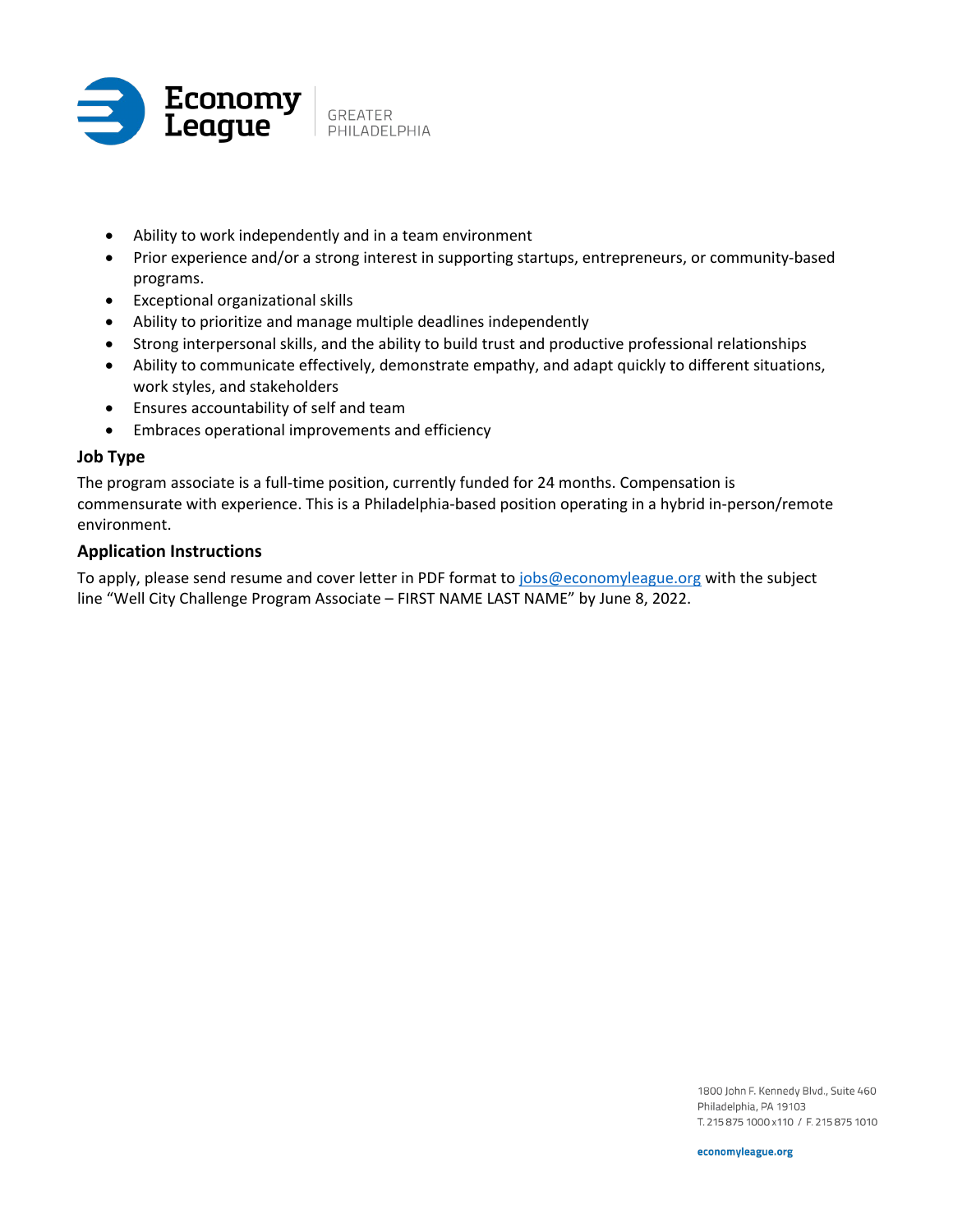- Ability to work independently and in a team environment
- Prior experience and/or a strong interest in supporting startups, entrepreneurs, or community-based programs.
- Exceptional organizational skills
- Ability to prioritize and manage multiple deadlines independently
- Strong interpersonal skills, and the ability to build trust and productive professional relationships
- Ability to communicate effectively, demonstrate empathy, and adapt quickly to different situations, work styles, and stakeholders
- Ensures accountability of self and team
- Embraces operational improvements and efficiency

### Job Type

The program associate is a full-time position, currently funded for 24 months. Compensation is commensurate with experience. This is a Philadelphia-based position operating in a hybrid in-person/remote environment.

### Application Instructions

To apply, please send resume and cover letter in PDF format to jobs@economyleague.org with the subject line "Well City Challenge Program Associate – FIRST NAME LAST NAME" by June 8, 2022.